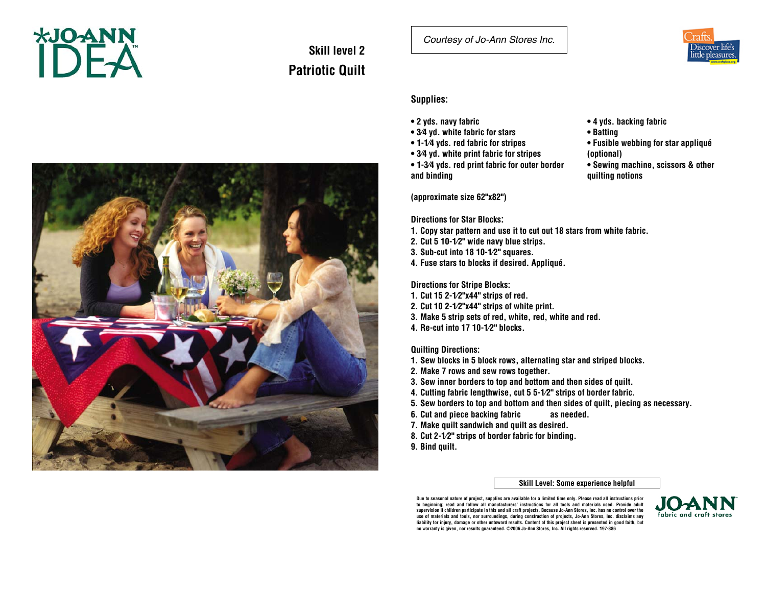**Skill level 2**

# Patriotic Quilt

*Courtesy of Jo-Ann Stores Inc.*

## Supplies:

- 2 yds. navy fabric
- 3⁄4 yd. white fabric for stars
- 1-1⁄4 yds. red fabric for stripes
- 3⁄4 yd. white print fabric for stripes
- 1-3⁄4 yds. red print fabric for outer border and binding
- 4 yds. backing fabric
- Batting
- Fusible webbing for star appliqué (optional)
- Sewing machine, scissors & other quilting notions

(approximate size 62"x82")

## Directions for Star Blocks:

1. Copy star pattern and use it to cut out 18 stars from white fabric.
2. Cut 5 10-1⁄2" wide navy blue strips.
3. Sub-cut into 18 10-1⁄2" squares.
4. Fuse stars to blocks if desired. Appliqué.

## Directions for Stripe Blocks:

1. Cut 15 2-1⁄2"x44" strips of red.
2. Cut 10 2-1⁄2"x44" strips of white print.
3. Make 5 strip sets of red, white, red, white and red.
4. Re-cut into 17 10-1⁄2" blocks.

## Quilting Directions:

1. Sew blocks in 5 block rows, alternating star and striped blocks.
2. Make 7 rows and sew rows together.
3. Sew inner borders to top and bottom and then sides of quilt.
4. Cutting fabric lengthwise, cut 5 5-1⁄2" strips of border fabric.
5. Sew borders to top and bottom and then sides of quilt, piecing as necessary.
6. Cut and piece backing fabric as needed.
7. Make quilt sandwich and quilt as desired.
8. Cut 2-1⁄2" strips of border fabric for binding.
9. Bind quilt.

**Skill Level: Some experience helpful**

Due to seasonal nature of project, supplies are available for a limited time only. Please read all instructions prior to beginning; read and follow all manufacturers' instructions for all tools and materials used. Provide adult supervision if children participate in this and all craft projects. Because Jo-Ann Stores, Inc. has no control over the use of materials and tools, nor surroundings, during construction of projects, Jo-Ann Stores, Inc. disclaims any liability for injury, damage or other untoward results. Content of this project sheet is presented in good faith, but no warranty is given, nor results guaranteed. ©2006 Jo-Ann Stores, Inc. All rights reserved. 197-386